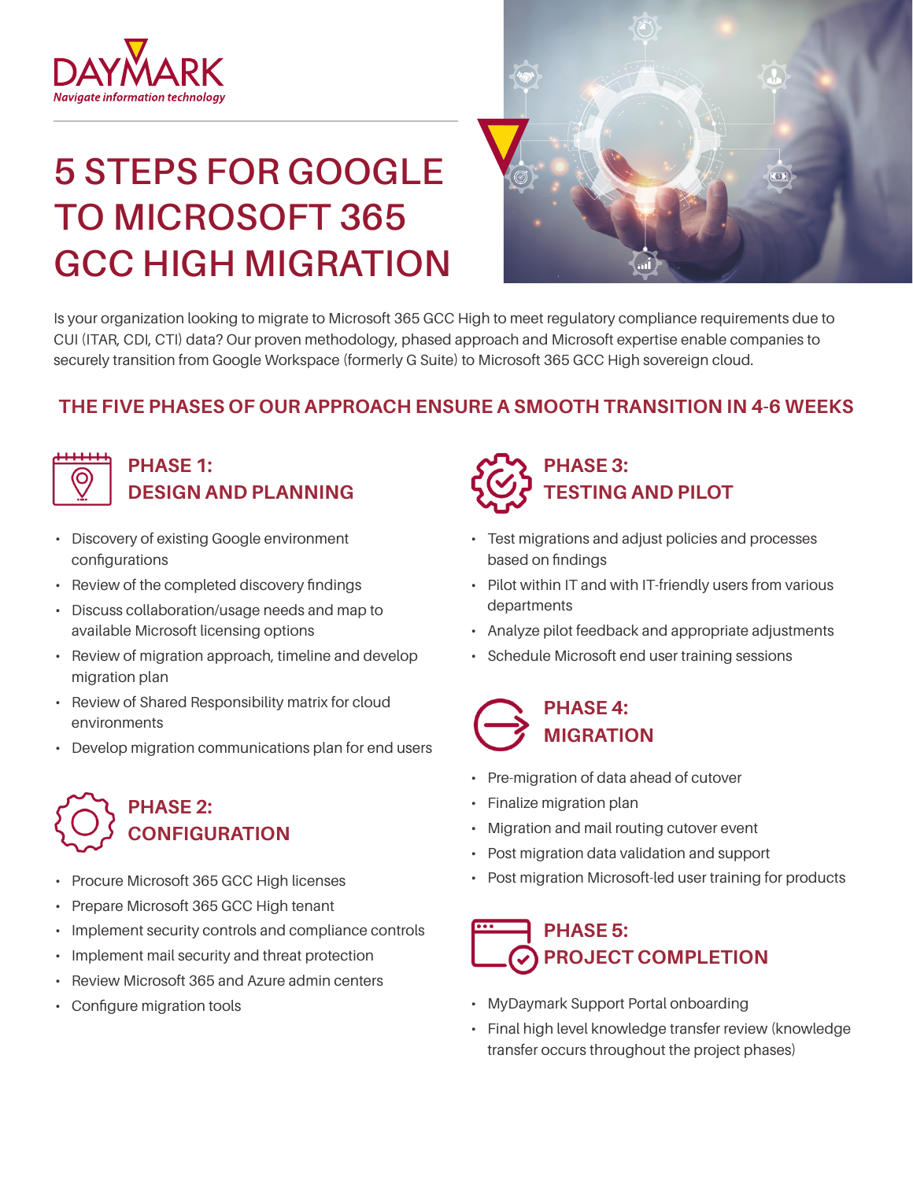DAYMARK

*Navigate information technology*

# 5 STEPS FOR GOOGLE TO MICROSOFT 365 GCC HIGH MIGRATION

Is your organization looking to migrate to Microsoft 365 GCC High to meet regulatory compliance requirements due to CUI (ITAR, CDI, CTI) data? Our proven methodology, phased approach and Microsoft expertise enable companies to securely transition from Google Workspace (formerly G Suite) to Microsoft 365 GCC High sovereign cloud.

## THE FIVE PHASES OF OUR APPROACH ENSURE A SMOOTH TRANSITION IN 4-6 WEEKS

### PHASE 1: DESIGN AND PLANNING

- Discovery of existing Google environment configurations
- Review of the completed discovery findings
- Discuss collaboration/usage needs and map to available Microsoft licensing options
- Review of migration approach, timeline and develop migration plan
- Review of Shared Responsibility matrix for cloud environments
- Develop migration communications plan for end users

### PHASE 2: CONFIGURATION

- Procure Microsoft 365 GCC High licenses
- Prepare Microsoft 365 GCC High tenant
- Implement security controls and compliance controls
- Implement mail security and threat protection
- Review Microsoft 365 and Azure admin centers
- Configure migration tools

### PHASE 3: TESTING AND PILOT

- Test migrations and adjust policies and processes based on findings
- Pilot within IT and with IT-friendly users from various departments
- Analyze pilot feedback and appropriate adjustments
- Schedule Microsoft end user training sessions

### PHASE 4: MIGRATION

- Pre-migration of data ahead of cutover
- Finalize migration plan
- Migration and mail routing cutover event
- Post migration data validation and support
- Post migration Microsoft-led user training for products

### PHASE 5: PROJECT COMPLETION

- MyDaymark Support Portal onboarding
- Final high level knowledge transfer review (knowledge transfer occurs throughout the project phases)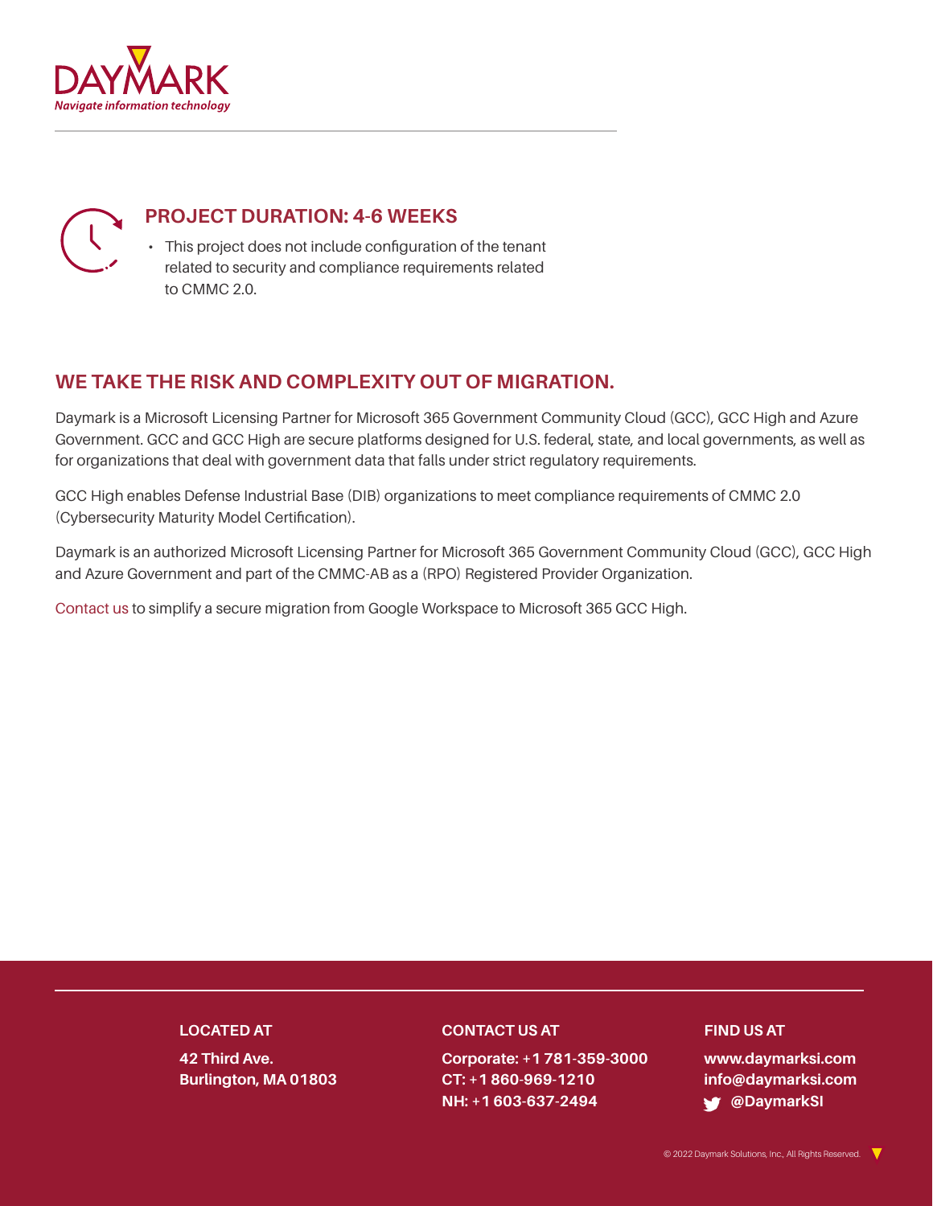## PROJECT DURATION: 4-6 WEEKS

- This project does not include configuration of the tenant related to security and compliance requirements related to CMMC 2.0.

## WE TAKE THE RISK AND COMPLEXITY OUT OF MIGRATION.

Daymark is a Microsoft Licensing Partner for Microsoft 365 Government Community Cloud (GCC), GCC High and Azure Government. GCC and GCC High are secure platforms designed for U.S. federal, state, and local governments, as well as for organizations that deal with government data that falls under strict regulatory requirements.

GCC High enables Defense Industrial Base (DIB) organizations to meet compliance requirements of CMMC 2.0 (Cybersecurity Maturity Model Certification).

Daymark is an authorized Microsoft Licensing Partner for Microsoft 365 Government Community Cloud (GCC), GCC High and Azure Government and part of the CMMC-AB as a (RPO) Registered Provider Organization.

Contact us to simplify a secure migration from Google Workspace to Microsoft 365 GCC High.

**LOCATED AT**

**42 Third Ave.**
**Burlington, MA 01803**

**CONTACT US AT**

**Corporate: +1 781-359-3000**
**CT: +1 860-969-1210**
**NH: +1 603-637-2494**

**FIND US AT**

**www.daymarksi.com**
**info@daymarksi.com**
**@DaymarkSI**

© 2022 Daymark Solutions, Inc., All Rights Reserved.